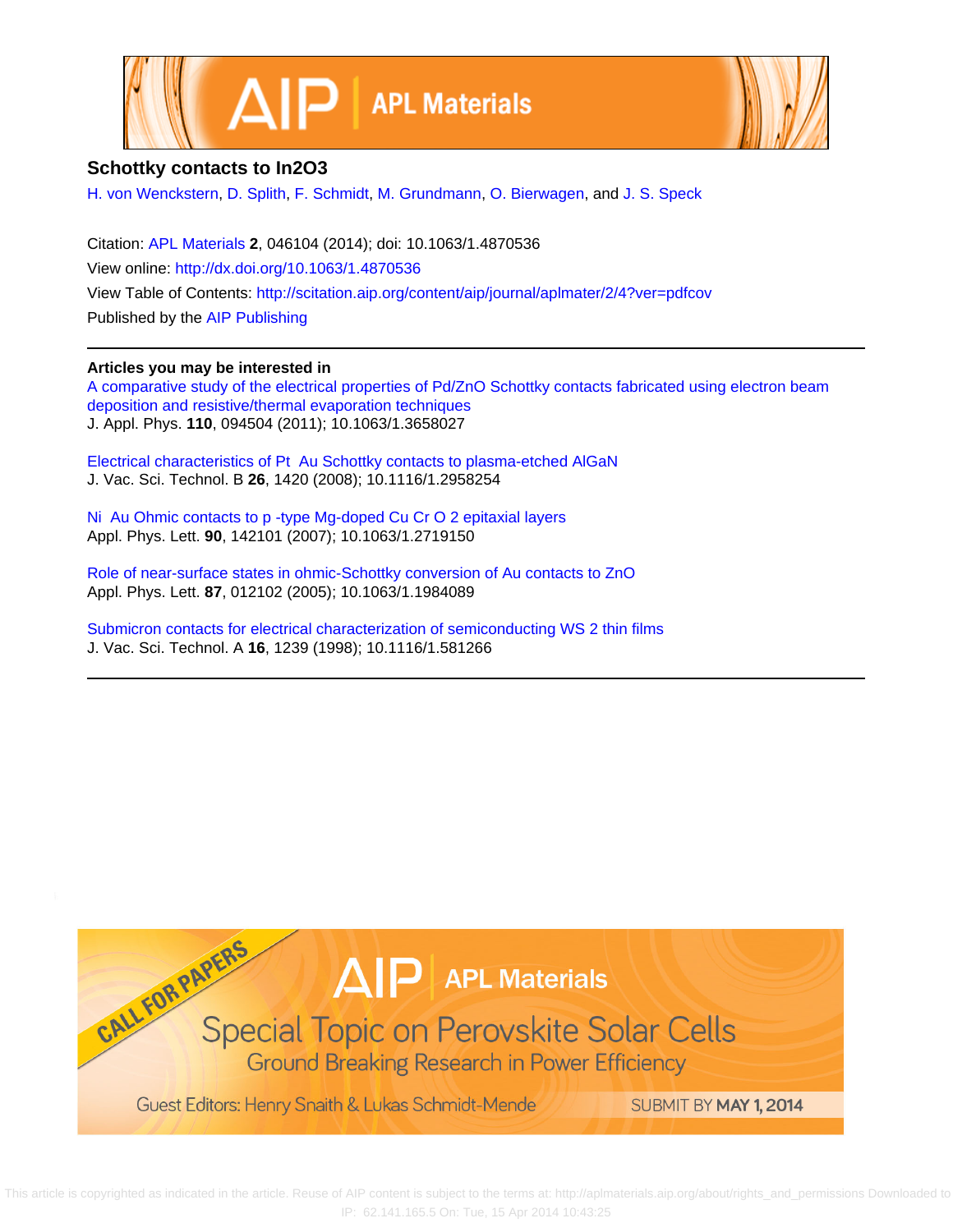# Schottky contacts to In2O3

H. von Wenckstern, D. Splith, F. Schmidt, M. Grundmann, O. Bierwagen, and J. S. Speck

Citation: APL Materials **2**, 046104 (2014); doi: 10.1063/1.4870536

View online: http://dx.doi.org/10.1063/1.4870536

View Table of Contents: http://scitation.aip.org/content/aip/journal/aplmater/2/4?ver=pdfcov

Published by the AIP Publishing

**Articles you may be interested in**

A comparative study of the electrical properties of Pd/ZnO Schottky contacts fabricated using electron beam deposition and resistive/thermal evaporation techniques
J. Appl. Phys. **110**, 094504 (2011); 10.1063/1.3658027

Electrical characteristics of Pt Au Schottky contacts to plasma-etched AlGaN
J. Vac. Sci. Technol. B **26**, 1420 (2008); 10.1116/1.2958254

Ni Au Ohmic contacts to p -type Mg-doped Cu Cr O 2 epitaxial layers
Appl. Phys. Lett. **90**, 142101 (2007); 10.1063/1.2719150

Role of near-surface states in ohmic-Schottky conversion of Au contacts to ZnO
Appl. Phys. Lett. **87**, 012102 (2005); 10.1063/1.1984089

Submicron contacts for electrical characterization of semiconducting WS 2 thin films
J. Vac. Sci. Technol. A **16**, 1239 (1998); 10.1116/1.581266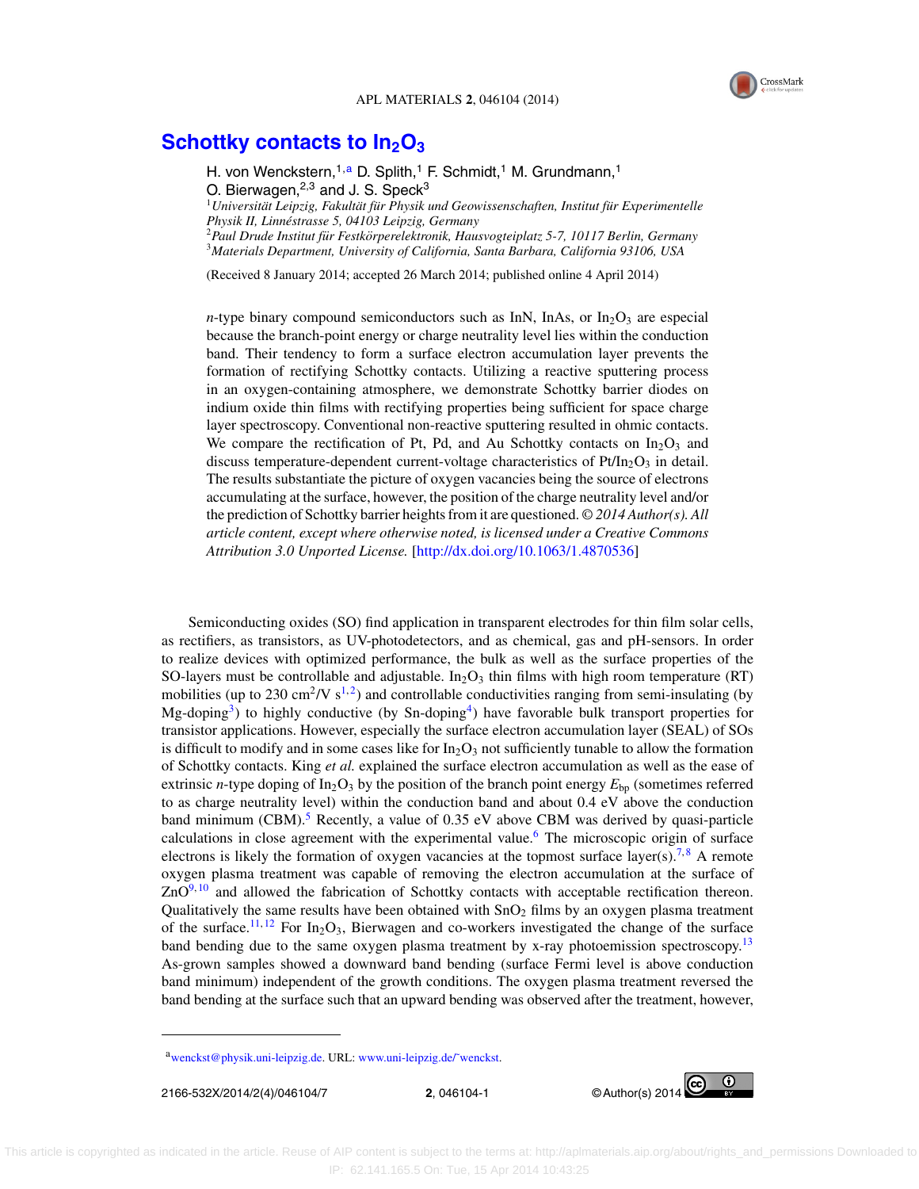# Schottky contacts to $In_2O_3$

H. von Wenckstern,[1,a] D. Splith,[1] F. Schmidt,[1] M. Grundmann,[1] O. Bierwagen,[2,3] and J. S. Speck[3]

[1] *Universität Leipzig, Fakultät für Physik und Geowissenschaften, Institut für Experimentelle Physik II, Linnéstrasse 5, 04103 Leipzig, Germany*
[2] *Paul Drude Institut für Festkörperelektronik, Hausvogteiplatz 5-7, 10117 Berlin, Germany*
[3] *Materials Department, University of California, Santa Barbara, California 93106, USA*

(Received 8 January 2014; accepted 26 March 2014; published online 4 April 2014)

*n*-type binary compound semiconductors such as InN, InAs, or $In_2O_3$ are especial because the branch-point energy or charge neutrality level lies within the conduction band. Their tendency to form a surface electron accumulation layer prevents the formation of rectifying Schottky contacts. Utilizing a reactive sputtering process in an oxygen-containing atmosphere, we demonstrate Schottky barrier diodes on indium oxide thin films with rectifying properties being sufficient for space charge layer spectroscopy. Conventional non-reactive sputtering resulted in ohmic contacts. We compare the rectification of Pt, Pd, and Au Schottky contacts on $In_2O_3$ and discuss temperature-dependent current-voltage characteristics of Pt/$In_2O_3$ in detail. The results substantiate the picture of oxygen vacancies being the source of electrons accumulating at the surface, however, the position of the charge neutrality level and/or the prediction of Schottky barrier heights from it are questioned. *© 2014 Author(s). All article content, except where otherwise noted, is licensed under a Creative Commons Attribution 3.0 Unported License.* [http://dx.doi.org/10.1063/1.4870536]

Semiconducting oxides (SO) find application in transparent electrodes for thin film solar cells, as rectifiers, as transistors, as UV-photodetectors, and as chemical, gas and pH-sensors. In order to realize devices with optimized performance, the bulk as well as the surface properties of the SO-layers must be controllable and adjustable. $In_2O_3$ thin films with high room temperature (RT) mobilities (up to 230 $cm^2/V\ s$[1,2]) and controllable conductivities ranging from semi-insulating (by Mg-doping[3]) to highly conductive (by Sn-doping[4]) have favorable bulk transport properties for transistor applications. However, especially the surface electron accumulation layer (SEAL) of SOs is difficult to modify and in some cases like for $In_2O_3$ not sufficiently tunable to allow the formation of Schottky contacts. King *et al.* explained the surface electron accumulation as well as the ease of extrinsic *n*-type doping of $In_2O_3$ by the position of the branch point energy $E_{bp}$ (sometimes referred to as charge neutrality level) within the conduction band and about 0.4 eV above the conduction band minimum (CBM).[5] Recently, a value of 0.35 eV above CBM was derived by quasi-particle calculations in close agreement with the experimental value.[6] The microscopic origin of surface electrons is likely the formation of oxygen vacancies at the topmost surface layer(s).[7,8] A remote oxygen plasma treatment was capable of removing the electron accumulation at the surface of ZnO[9,10] and allowed the fabrication of Schottky contacts with acceptable rectification thereon. Qualitatively the same results have been obtained with $SnO_2$ films by an oxygen plasma treatment of the surface.[11,12] For $In_2O_3$, Bierwagen and co-workers investigated the change of the surface band bending due to the same oxygen plasma treatment by x-ray photoemission spectroscopy.[13] As-grown samples showed a downward band bending (surface Fermi level is above conduction band minimum) independent of the growth conditions. The oxygen plasma treatment reversed the band bending at the surface such that an upward bending was observed after the treatment, however,

[a] wenckst@physik.uni-leipzig.de. URL: www.uni-leipzig.de/~wenckst.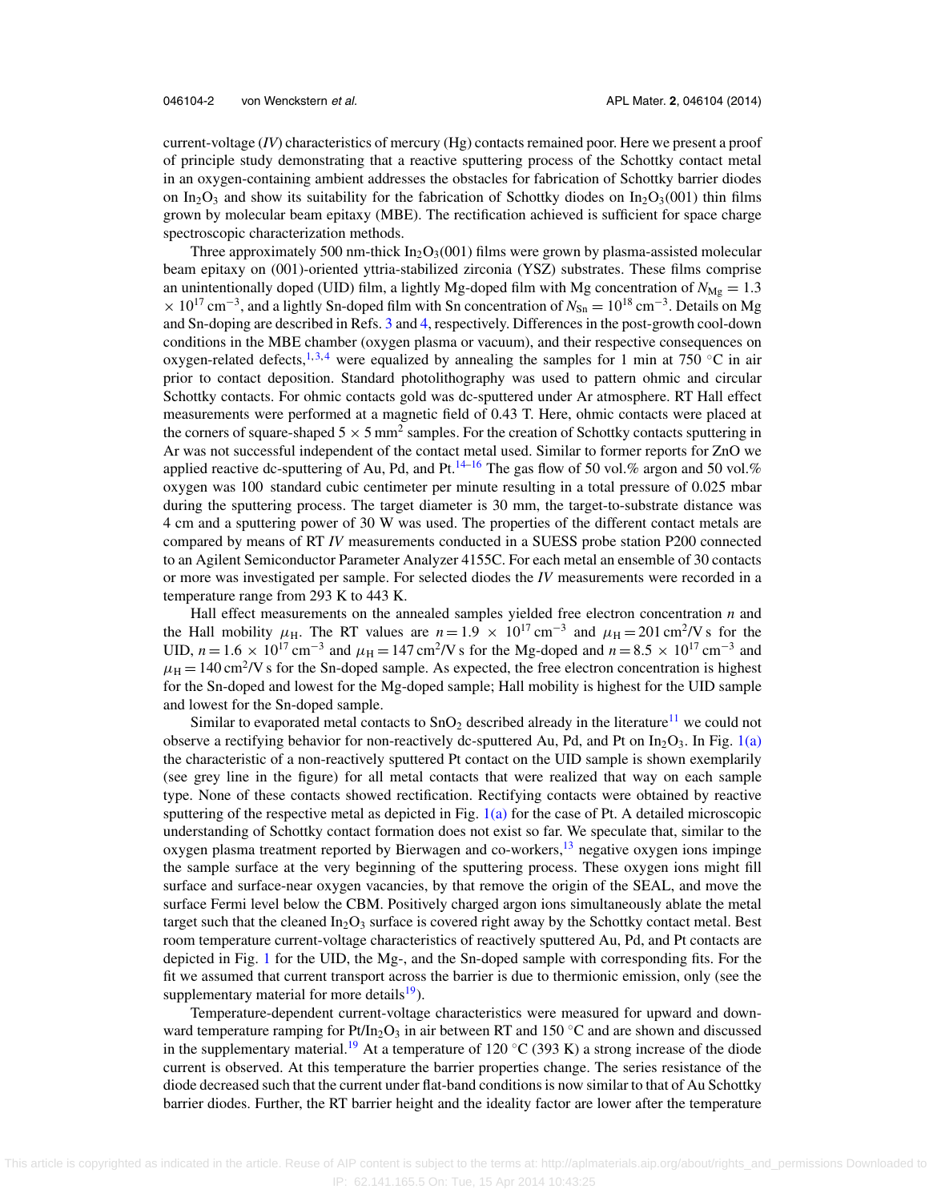current-voltage (*IV*) characteristics of mercury (Hg) contacts remained poor. Here we present a proof of principle study demonstrating that a reactive sputtering process of the Schottky contact metal in an oxygen-containing ambient addresses the obstacles for fabrication of Schottky barrier diodes on $In_2O_3$ and show its suitability for the fabrication of Schottky diodes on $In_2O_3$(001) thin films grown by molecular beam epitaxy (MBE). The rectification achieved is sufficient for space charge spectroscopic characterization methods.

Three approximately 500 nm-thick $In_2O_3$(001) films were grown by plasma-assisted molecular beam epitaxy on (001)-oriented yttria-stabilized zirconia (YSZ) substrates. These films comprise an unintentionally doped (UID) film, a lightly Mg-doped film with Mg concentration of $N_{Mg} = 1.3 \times 10^{17}\,\text{cm}^{-3}$, and a lightly Sn-doped film with Sn concentration of $N_{Sn} = 10^{18}\,\text{cm}^{-3}$. Details on Mg and Sn-doping are described in Refs. 3 and 4, respectively. Differences in the post-growth cool-down conditions in the MBE chamber (oxygen plasma or vacuum), and their respective consequences on oxygen-related defects,[1,3,4] were equalized by annealing the samples for 1 min at 750 °C in air prior to contact deposition. Standard photolithography was used to pattern ohmic and circular Schottky contacts. For ohmic contacts gold was dc-sputtered under Ar atmosphere. RT Hall effect measurements were performed at a magnetic field of 0.43 T. Here, ohmic contacts were placed at the corners of square-shaped $5 \times 5\,\text{mm}^2$ samples. For the creation of Schottky contacts sputtering in Ar was not successful independent of the contact metal used. Similar to former reports for ZnO we applied reactive dc-sputtering of Au, Pd, and Pt.[14–16] The gas flow of 50 vol.% argon and 50 vol.% oxygen was 100 standard cubic centimeter per minute resulting in a total pressure of 0.025 mbar during the sputtering process. The target diameter is 30 mm, the target-to-substrate distance was 4 cm and a sputtering power of 30 W was used. The properties of the different contact metals are compared by means of RT *IV* measurements conducted in a SUESS probe station P200 connected to an Agilent Semiconductor Parameter Analyzer 4155C. For each metal an ensemble of 30 contacts or more was investigated per sample. For selected diodes the *IV* measurements were recorded in a temperature range from 293 K to 443 K.

Hall effect measurements on the annealed samples yielded free electron concentration $n$ and the Hall mobility $\mu_H$. The RT values are $n = 1.9 \times 10^{17}\,\text{cm}^{-3}$ and $\mu_H = 201\,\text{cm}^2/\text{V s}$ for the UID, $n = 1.6 \times 10^{17}\,\text{cm}^{-3}$ and $\mu_H = 147\,\text{cm}^2/\text{V s}$ for the Mg-doped and $n = 8.5 \times 10^{17}\,\text{cm}^{-3}$ and $\mu_H = 140\,\text{cm}^2/\text{V s}$ for the Sn-doped sample. As expected, the free electron concentration is highest for the Sn-doped and lowest for the Mg-doped sample; Hall mobility is highest for the UID sample and lowest for the Sn-doped sample.

Similar to evaporated metal contacts to $SnO_2$ described already in the literature[11] we could not observe a rectifying behavior for non-reactively dc-sputtered Au, Pd, and Pt on $In_2O_3$. In Fig. 1(a) the characteristic of a non-reactively sputtered Pt contact on the UID sample is shown exemplarily (see grey line in the figure) for all metal contacts that were realized that way on each sample type. None of these contacts showed rectification. Rectifying contacts were obtained by reactive sputtering of the respective metal as depicted in Fig. 1(a) for the case of Pt. A detailed microscopic understanding of Schottky contact formation does not exist so far. We speculate that, similar to the oxygen plasma treatment reported by Bierwagen and co-workers,[13] negative oxygen ions impinge the sample surface at the very beginning of the sputtering process. These oxygen ions might fill surface and surface-near oxygen vacancies, by that remove the origin of the SEAL, and move the surface Fermi level below the CBM. Positively charged argon ions simultaneously ablate the metal target such that the cleaned $In_2O_3$ surface is covered right away by the Schottky contact metal. Best room temperature current-voltage characteristics of reactively sputtered Au, Pd, and Pt contacts are depicted in Fig. 1 for the UID, the Mg-, and the Sn-doped sample with corresponding fits. For the fit we assumed that current transport across the barrier is due to thermionic emission, only (see the supplementary material for more details[19]).

Temperature-dependent current-voltage characteristics were measured for upward and downward temperature ramping for Pt/$In_2O_3$ in air between RT and 150 °C and are shown and discussed in the supplementary material.[19] At a temperature of 120 °C (393 K) a strong increase of the diode current is observed. At this temperature the barrier properties change. The series resistance of the diode decreased such that the current under flat-band conditions is now similar to that of Au Schottky barrier diodes. Further, the RT barrier height and the ideality factor are lower after the temperature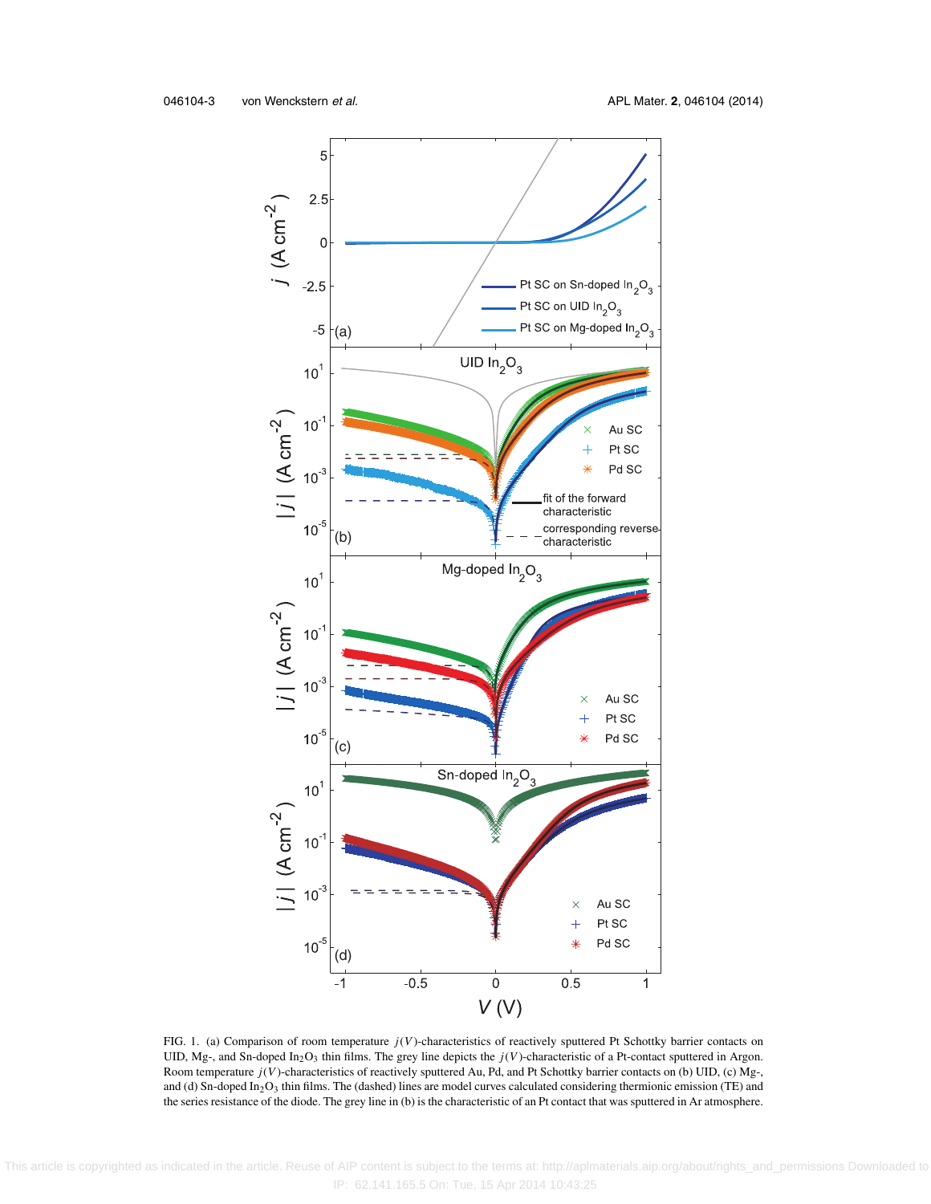FIG. 1. (a) Comparison of room temperature $j(V)$-characteristics of reactively sputtered Pt Schottky barrier contacts on UID, Mg-, and Sn-doped $In_2O_3$ thin films. The grey line depicts the $j(V)$-characteristic of a Pt-contact sputtered in Argon. Room temperature $j(V)$-characteristics of reactively sputtered Au, Pd, and Pt Schottky barrier contacts on (b) UID, (c) Mg-, and (d) Sn-doped $In_2O_3$ thin films. The (dashed) lines are model curves calculated considering thermionic emission (TE) and the series resistance of the diode. The grey line in (b) is the characteristic of an Pt contact that was sputtered in Ar atmosphere.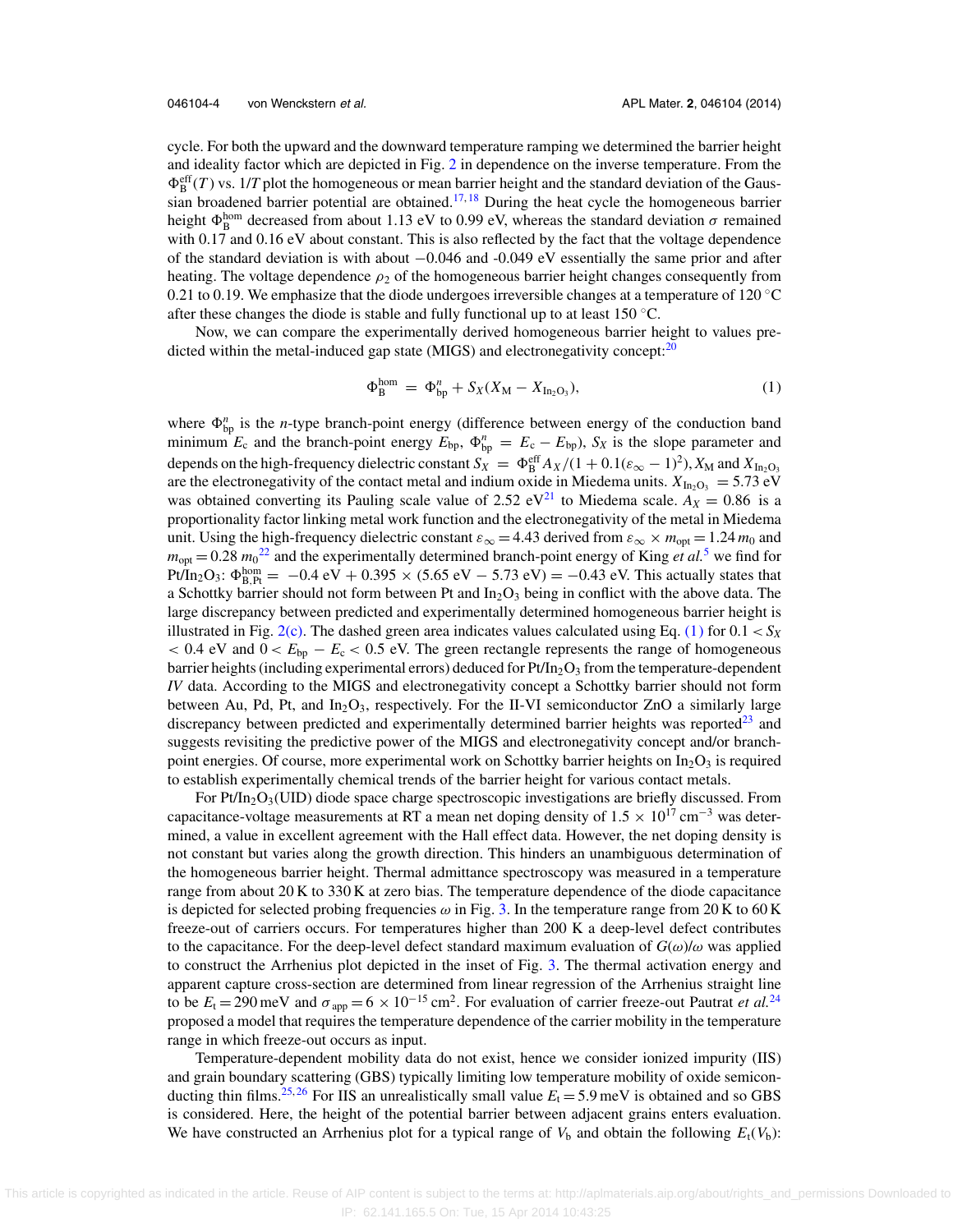cycle. For both the upward and the downward temperature ramping we determined the barrier height and ideality factor which are depicted in Fig. 2 in dependence on the inverse temperature. From the $\Phi_B^{\text{eff}}(T)$ vs. $1/T$ plot the homogeneous or mean barrier height and the standard deviation of the Gaussian broadened barrier potential are obtained.[17,18] During the heat cycle the homogeneous barrier height $\Phi_B^{\text{hom}}$ decreased from about 1.13 eV to 0.99 eV, whereas the standard deviation $\sigma$ remained with 0.17 and 0.16 eV about constant. This is also reflected by the fact that the voltage dependence of the standard deviation is with about −0.046 and -0.049 eV essentially the same prior and after heating. The voltage dependence $\rho_2$ of the homogeneous barrier height changes consequently from 0.21 to 0.19. We emphasize that the diode undergoes irreversible changes at a temperature of 120 °C after these changes the diode is stable and fully functional up to at least 150 °C.

Now, we can compare the experimentally derived homogeneous barrier height to values predicted within the metal-induced gap state (MIGS) and electronegativity concept:[20]

$$\Phi_B^{\text{hom}} = \Phi_{\text{bp}}^n + S_X(X_{\text{M}} - X_{\text{In}_2\text{O}_3}), \tag{1}$$

where $\Phi_{\text{bp}}^n$ is the $n$-type branch-point energy (difference between energy of the conduction band minimum $E_c$ and the branch-point energy $E_{\text{bp}}$, $\Phi_{\text{bp}}^n = E_c - E_{\text{bp}}$), $S_X$ is the slope parameter and depends on the high-frequency dielectric constant $S_X = \Phi_B^{\text{eff}} A_X/(1 + 0.1(\varepsilon_\infty - 1)^2)$, $X_{\text{M}}$ and $X_{\text{In}_2\text{O}_3}$ are the electronegativity of the contact metal and indium oxide in Miedema units. $X_{\text{In}_2\text{O}_3} = 5.73$ eV was obtained converting its Pauling scale value of 2.52 eV[21] to Miedema scale. $A_X = 0.86$ is a proportionality factor linking metal work function and the electronegativity of the metal in Miedema unit. Using the high-frequency dielectric constant $\varepsilon_\infty = 4.43$ derived from $\varepsilon_\infty \times m_{\text{opt}} = 1.24\, m_0$ and $m_{\text{opt}} = 0.28\, m_0$[22] and the experimentally determined branch-point energy of King *et al.*[5] we find for $Pt/In_2O_3$: $\Phi_{\text{B,Pt}}^{\text{hom}} = -0.4\text{ eV} + 0.395 \times (5.65\text{ eV} - 5.73\text{ eV}) = -0.43$ eV. This actually states that a Schottky barrier should not form between Pt and $In_2O_3$ being in conflict with the above data. The large discrepancy between predicted and experimentally determined homogeneous barrier height is illustrated in Fig. 2(c). The dashed green area indicates values calculated using Eq. (1) for $0.1 < S_X < 0.4$ eV and $0 < E_{\text{bp}} - E_c < 0.5$ eV. The green rectangle represents the range of homogeneous barrier heights (including experimental errors) deduced for $Pt/In_2O_3$ from the temperature-dependent *IV* data. According to the MIGS and electronegativity concept a Schottky barrier should not form between Au, Pd, Pt, and $In_2O_3$, respectively. For the II-VI semiconductor ZnO a similarly large discrepancy between predicted and experimentally determined barrier heights was reported[23] and suggests revisiting the predictive power of the MIGS and electronegativity concept and/or branch-point energies. Of course, more experimental work on Schottky barrier heights on $In_2O_3$ is required to establish experimentally chemical trends of the barrier height for various contact metals.

For $Pt/In_2O_3$(UID) diode space charge spectroscopic investigations are briefly discussed. From capacitance-voltage measurements at RT a mean net doping density of $1.5 \times 10^{17}$ cm$^{-3}$ was determined, a value in excellent agreement with the Hall effect data. However, the net doping density is not constant but varies along the growth direction. This hinders an unambiguous determination of the homogeneous barrier height. Thermal admittance spectroscopy was measured in a temperature range from about 20 K to 330 K at zero bias. The temperature dependence of the diode capacitance is depicted for selected probing frequencies $\omega$ in Fig. 3. In the temperature range from 20 K to 60 K freeze-out of carriers occurs. For temperatures higher than 200 K a deep-level defect contributes to the capacitance. For the deep-level defect standard maximum evaluation of $G(\omega)/\omega$ was applied to construct the Arrhenius plot depicted in the inset of Fig. 3. The thermal activation energy and apparent capture cross-section are determined from linear regression of the Arrhenius straight line to be $E_t = 290$ meV and $\sigma_{\text{app}} = 6 \times 10^{-15}$ cm$^2$. For evaluation of carrier freeze-out Pautrat *et al.*[24] proposed a model that requires the temperature dependence of the carrier mobility in the temperature range in which freeze-out occurs as input.

Temperature-dependent mobility data do not exist, hence we consider ionized impurity (IIS) and grain boundary scattering (GBS) typically limiting low temperature mobility of oxide semiconducting thin films.[25,26] For IIS an unrealistically small value $E_t = 5.9$ meV is obtained and so GBS is considered. Here, the height of the potential barrier between adjacent grains enters evaluation. We have constructed an Arrhenius plot for a typical range of $V_b$ and obtain the following $E_t(V_b)$: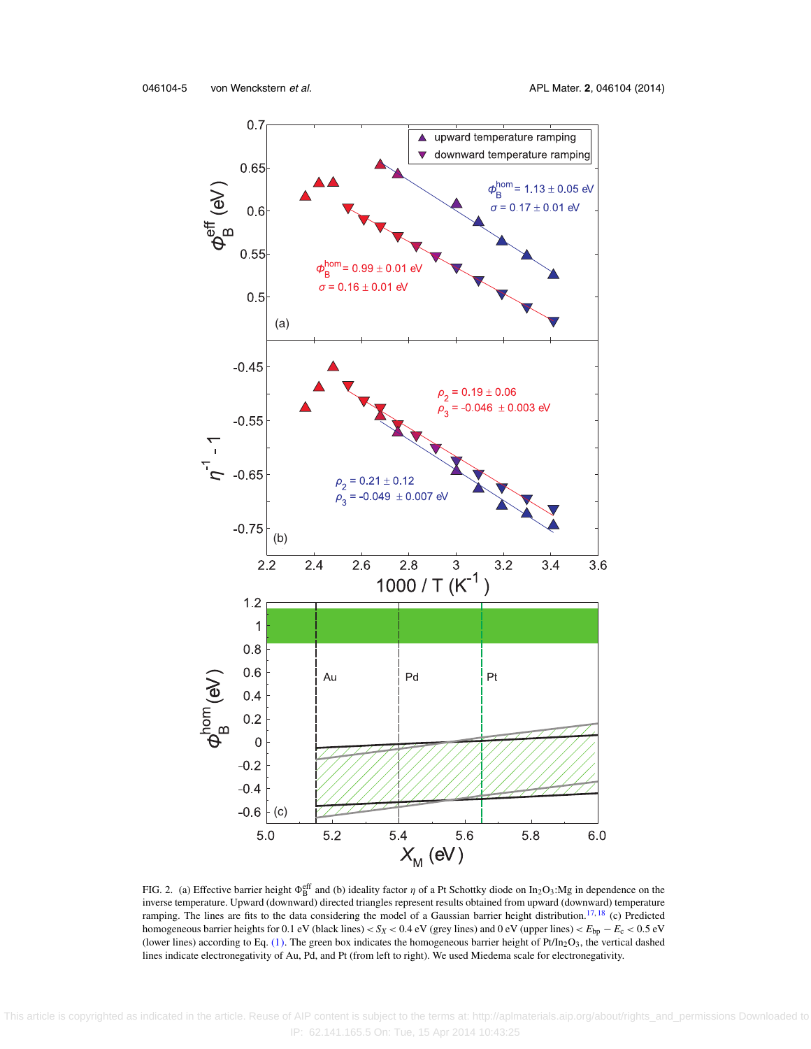FIG. 2. (a) Effective barrier height $\Phi_B^{eff}$ and (b) ideality factor $\eta$ of a Pt Schottky diode on $In_2O_3$:Mg in dependence on the inverse temperature. Upward (downward) directed triangles represent results obtained from upward (downward) temperature ramping. The lines are fits to the data considering the model of a Gaussian barrier height distribution.[17,18] (c) Predicted homogeneous barrier heights for 0.1 eV (black lines) $< S_X <$ 0.4 eV (grey lines) and 0 eV (upper lines) $< E_{bp} - E_c <$ 0.5 eV (lower lines) according to Eq. (1). The green box indicates the homogeneous barrier height of Pt/$In_2O_3$, the vertical dashed lines indicate electronegativity of Au, Pd, and Pt (from left to right). We used Miedema scale for electronegativity.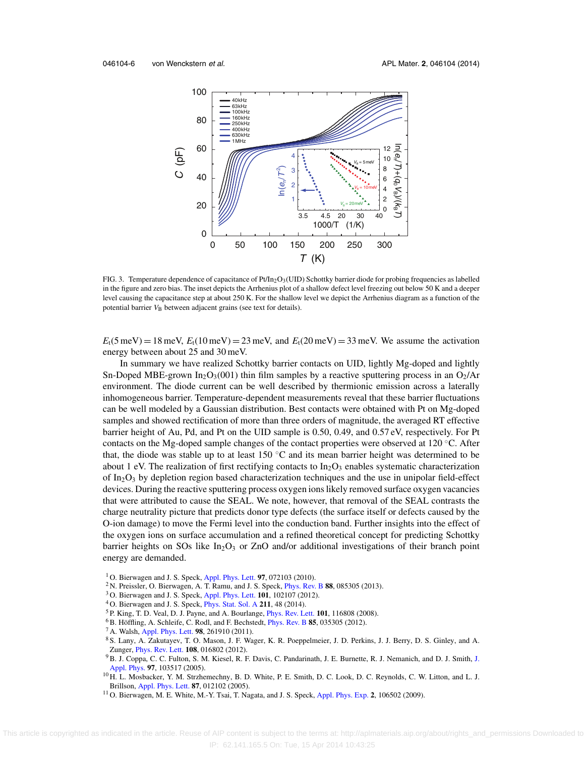FIG. 3. Temperature dependence of capacitance of Pt/$In_2O_3$(UID) Schottky barrier diode for probing frequencies as labelled in the figure and zero bias. The inset depicts the Arrhenius plot of a shallow defect level freezing out below 50 K and a deeper level causing the capacitance step at about 250 K. For the shallow level we depict the Arrhenius diagram as a function of the potential barrier $V_B$ between adjacent grains (see text for details).

$E_t(5\,\mathrm{meV}) = 18\,\mathrm{meV}$, $E_t(10\,\mathrm{meV}) = 23\,\mathrm{meV}$, and $E_t(20\,\mathrm{meV}) = 33\,\mathrm{meV}$. We assume the activation energy between about 25 and 30 meV.

In summary we have realized Schottky barrier contacts on UID, lightly Mg-doped and lightly Sn-Doped MBE-grown $In_2O_3$(001) thin film samples by a reactive sputtering process in an $O_2$/Ar environment. The diode current can be well described by thermionic emission across a laterally inhomogeneous barrier. Temperature-dependent measurements reveal that these barrier fluctuations can be well modeled by a Gaussian distribution. Best contacts were obtained with Pt on Mg-doped samples and showed rectification of more than three orders of magnitude, the averaged RT effective barrier height of Au, Pd, and Pt on the UID sample is 0.50, 0.49, and 0.57 eV, respectively. For Pt contacts on the Mg-doped sample changes of the contact properties were observed at 120 °C. After that, the diode was stable up to at least 150 °C and its mean barrier height was determined to be about 1 eV. The realization of first rectifying contacts to $In_2O_3$ enables systematic characterization of $In_2O_3$ by depletion region based characterization techniques and the use in unipolar field-effect devices. During the reactive sputtering process oxygen ions likely removed surface oxygen vacancies that were attributed to cause the SEAL. We note, however, that removal of the SEAL contrasts the charge neutrality picture that predicts donor type defects (the surface itself or defects caused by the O-ion damage) to move the Fermi level into the conduction band. Further insights into the effect of the oxygen ions on surface accumulation and a refined theoretical concept for predicting Schottky barrier heights on SOs like $In_2O_3$ or ZnO and/or additional investigations of their branch point energy are demanded.

[1] O. Bierwagen and J. S. Speck, Appl. Phys. Lett. **97**, 072103 (2010).
[2] N. Preissler, O. Bierwagen, A. T. Ramu, and J. S. Speck, Phys. Rev. B **88**, 085305 (2013).
[3] O. Bierwagen and J. S. Speck, Appl. Phys. Lett. **101**, 102107 (2012).
[4] O. Bierwagen and J. S. Speck, Phys. Stat. Sol. A **211**, 48 (2014).
[5] P. King, T. D. Veal, D. J. Payne, and A. Bourlange, Phys. Rev. Lett. **101**, 116808 (2008).
[6] B. Höffling, A. Schleife, C. Rodl, and F. Bechstedt, Phys. Rev. B **85**, 035305 (2012).
[7] A. Walsh, Appl. Phys. Lett. **98**, 261910 (2011).
[8] S. Lany, A. Zakutayev, T. O. Mason, J. F. Wager, K. R. Poeppelmeier, J. D. Perkins, J. J. Berry, D. S. Ginley, and A. Zunger, Phys. Rev. Lett. **108**, 016802 (2012).
[9] B. J. Coppa, C. C. Fulton, S. M. Kiesel, R. F. Davis, C. Pandarinath, J. E. Burnette, R. J. Nemanich, and D. J. Smith, J. Appl. Phys. **97**, 103517 (2005).
[10] H. L. Mosbacker, Y. M. Strzhemechny, B. D. White, P. E. Smith, D. C. Look, D. C. Reynolds, C. W. Litton, and L. J. Brillson, Appl. Phys. Lett. **87**, 012102 (2005).
[11] O. Bierwagen, M. E. White, M.-Y. Tsai, T. Nagata, and J. S. Speck, Appl. Phys. Exp. **2**, 106502 (2009).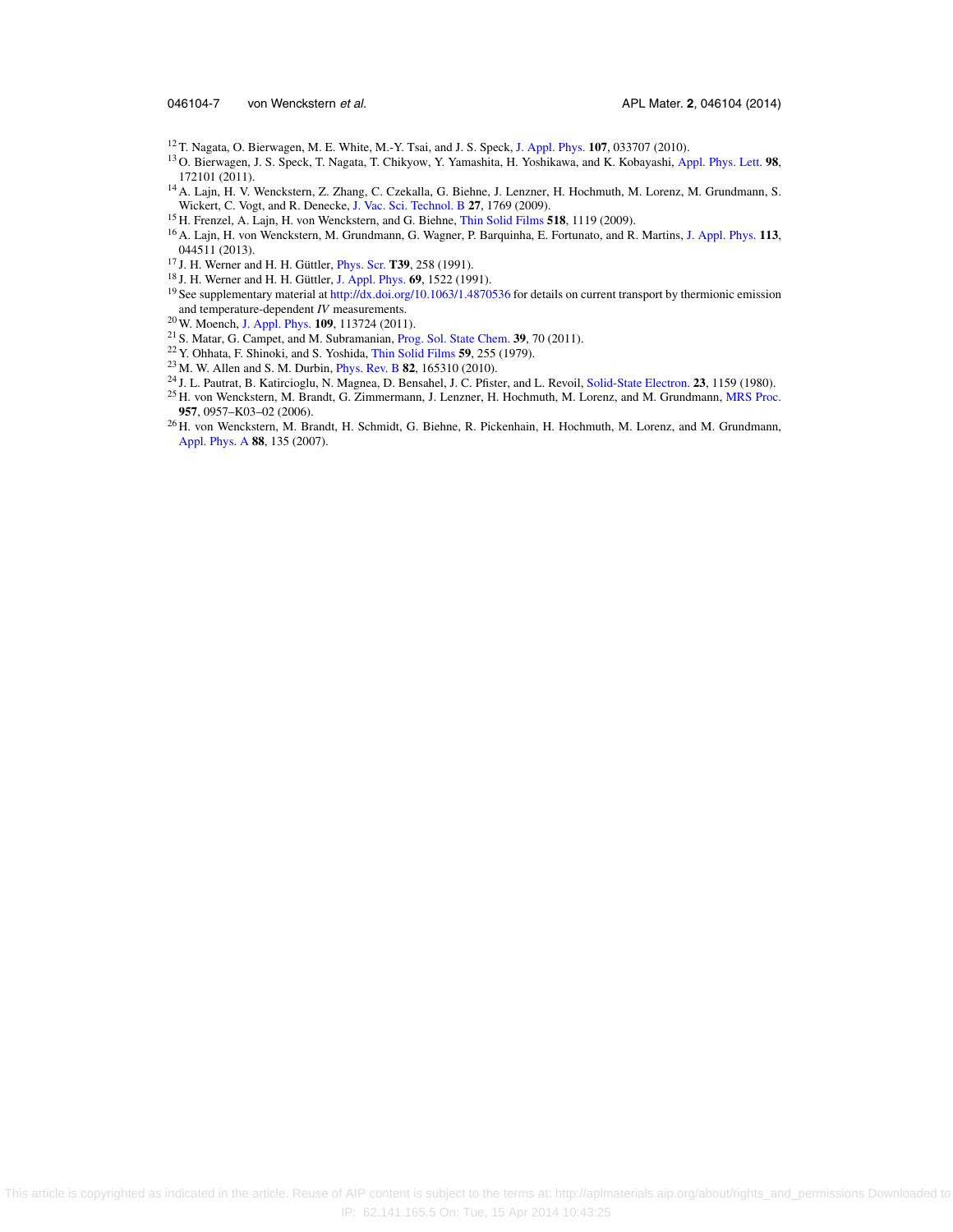[12] T. Nagata, O. Bierwagen, M. E. White, M.-Y. Tsai, and J. S. Speck, J. Appl. Phys. **107**, 033707 (2010).

[13] O. Bierwagen, J. S. Speck, T. Nagata, T. Chikyow, Y. Yamashita, H. Yoshikawa, and K. Kobayashi, Appl. Phys. Lett. **98**, 172101 (2011).

[14] A. Lajn, H. V. Wenckstern, Z. Zhang, C. Czekalla, G. Biehne, J. Lenzner, H. Hochmuth, M. Lorenz, M. Grundmann, S. Wickert, C. Vogt, and R. Denecke, J. Vac. Sci. Technol. B **27**, 1769 (2009).

[15] H. Frenzel, A. Lajn, H. von Wenckstern, and G. Biehne, Thin Solid Films **518**, 1119 (2009).

[16] A. Lajn, H. von Wenckstern, M. Grundmann, G. Wagner, P. Barquinha, E. Fortunato, and R. Martins, J. Appl. Phys. **113**, 044511 (2013).

[17] J. H. Werner and H. H. Güttler, Phys. Scr. **T39**, 258 (1991).

[18] J. H. Werner and H. H. Güttler, J. Appl. Phys. **69**, 1522 (1991).

[19] See supplementary material at http://dx.doi.org/10.1063/1.4870536 for details on current transport by thermionic emission and temperature-dependent *IV* measurements.

[20] W. Moench, J. Appl. Phys. **109**, 113724 (2011).

[21] S. Matar, G. Campet, and M. Subramanian, Prog. Sol. State Chem. **39**, 70 (2011).

[22] Y. Ohhata, F. Shinoki, and S. Yoshida, Thin Solid Films **59**, 255 (1979).

[23] M. W. Allen and S. M. Durbin, Phys. Rev. B **82**, 165310 (2010).

[24] J. L. Pautrat, B. Katircioglu, N. Magnea, D. Bensahel, J. C. Pfister, and L. Revoil, Solid-State Electron. **23**, 1159 (1980).

[25] H. von Wenckstern, M. Brandt, G. Zimmermann, J. Lenzner, H. Hochmuth, M. Lorenz, and M. Grundmann, MRS Proc. **957**, 0957–K03–02 (2006).

[26] H. von Wenckstern, M. Brandt, H. Schmidt, G. Biehne, R. Pickenhain, H. Hochmuth, M. Lorenz, and M. Grundmann, Appl. Phys. A **88**, 135 (2007).